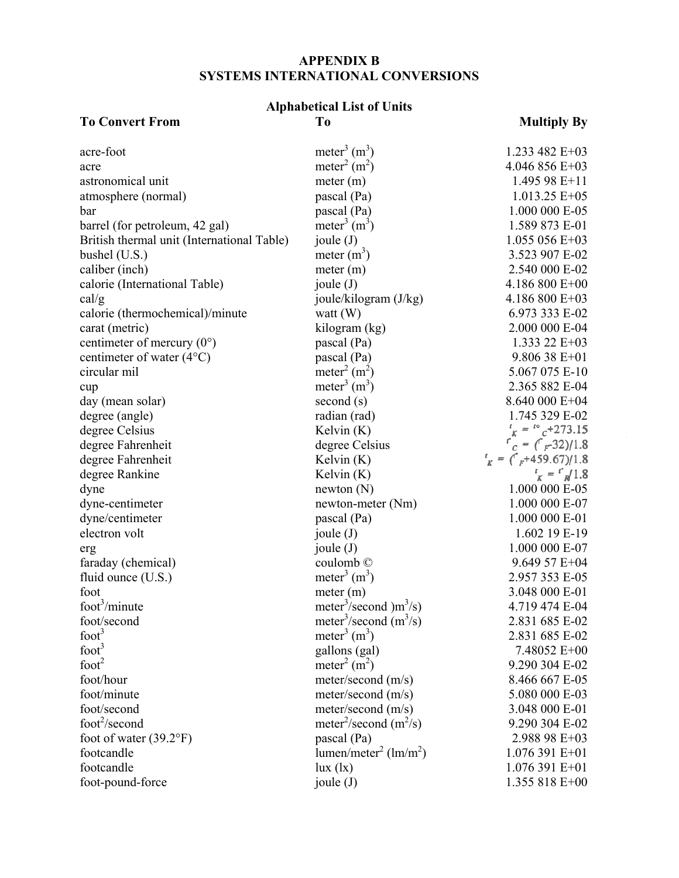# APPENDIX B
# SYSTEMS INTERNATIONAL CONVERSIONS

## Alphabetical List of Units

| To Convert From | To | Multiply By |
|---|---|---|
| acre-foot | meter$^3$ (m$^3$) | 1.233 482 E+03 |
| acre | meter$^2$ (m$^2$) | 4.046 856 E+03 |
| astronomical unit | meter (m) | 1.495 98 E+11 |
| atmosphere (normal) | pascal (Pa) | 1.013.25 E+05 |
| bar | pascal (Pa) | 1.000 000 E-05 |
| barrel (for petroleum, 42 gal) | meter$^3$ (m$^3$) | 1.589 873 E-01 |
| British thermal unit (International Table) | joule (J) | 1.055 056 E+03 |
| bushel (U.S.) | meter (m$^3$) | 3.523 907 E-02 |
| caliber (inch) | meter (m) | 2.540 000 E-02 |
| calorie (International Table) | joule (J) | 4.186 800 E+00 |
| cal/g | joule/kilogram (J/kg) | 4.186 800 E+03 |
| calorie (thermochemical)/minute | watt (W) | 6.973 333 E-02 |
| carat (metric) | kilogram (kg) | 2.000 000 E-04 |
| centimeter of mercury (0°) | pascal (Pa) | 1.333 22 E+03 |
| centimeter of water (4°C) | pascal (Pa) | 9.806 38 E+01 |
| circular mil | meter$^2$ (m$^2$) | 5.067 075 E-10 |
| cup | meter$^3$ (m$^3$) | 2.365 882 E-04 |
| day (mean solar) | second (s) | 8.640 000 E+04 |
| degree (angle) | radian (rad) | 1.745 329 E-02 |
| degree Celsius | Kelvin (K) | $t_K = t°_C + 273.15$ |
| degree Fahrenheit | degree Celsius | $t_C = (t_F - 32)/1.8$ |
| degree Fahrenheit | Kelvin (K) | $t_K = (t_F + 459.67)/1.8$ |
| degree Rankine | Kelvin (K) | $t_K = t_R/1.8$ |
| dyne | newton (N) | 1.000 000 E-05 |
| dyne-centimeter | newton-meter (Nm) | 1.000 000 E-07 |
| dyne/centimeter | pascal (Pa) | 1.000 000 E-01 |
| electron volt | joule (J) | 1.602 19 E-19 |
| erg | joule (J) | 1.000 000 E-07 |
| faraday (chemical) | coulomb © | 9.649 57 E+04 |
| fluid ounce (U.S.) | meter$^3$ (m$^3$) | 2.957 353 E-05 |
| foot | meter (m) | 3.048 000 E-01 |
| foot$^3$/minute | meter$^3$/second )m$^3$/s) | 4.719 474 E-04 |
| foot/second | meter$^3$/second (m$^3$/s) | 2.831 685 E-02 |
| foot$^3$ | meter$^3$ (m$^3$) | 2.831 685 E-02 |
| foot$^3$ | gallons (gal) | 7.48052 E+00 |
| foot$^2$ | meter$^2$ (m$^2$) | 9.290 304 E-02 |
| foot/hour | meter/second (m/s) | 8.466 667 E-05 |
| foot/minute | meter/second (m/s) | 5.080 000 E-03 |
| foot/second | meter/second (m/s) | 3.048 000 E-01 |
| foot$^2$/second | meter$^2$/second (m$^2$/s) | 9.290 304 E-02 |
| foot of water (39.2°F) | pascal (Pa) | 2.988 98 E+03 |
| footcandle | lumen/meter$^2$ (lm/m$^2$) | 1.076 391 E+01 |
| footcandle | lux (lx) | 1.076 391 E+01 |
| foot-pound-force | joule (J) | 1.355 818 E+00 |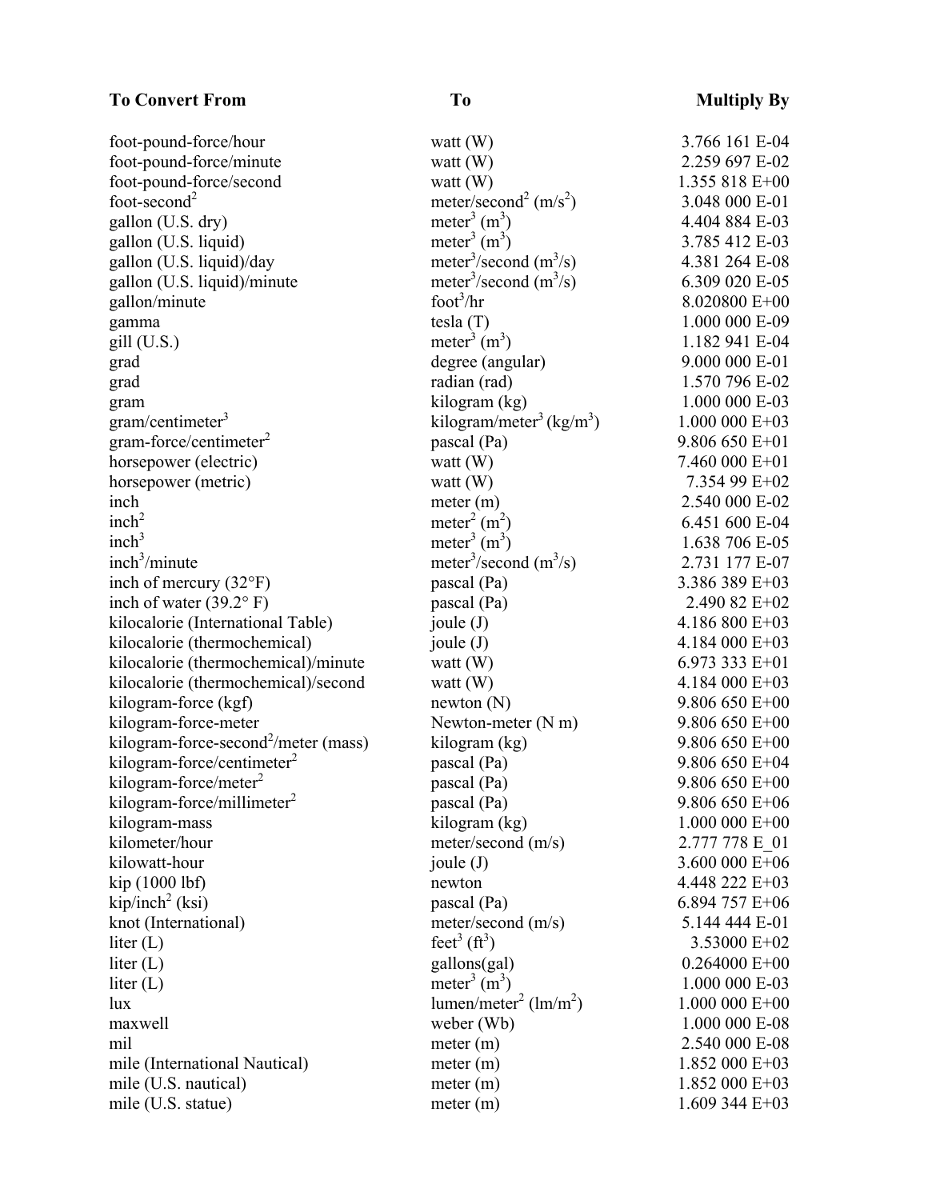| To Convert From | To | Multiply By |
|---|---|---|
| foot-pound-force/hour | watt (W) | 3.766 161 E-04 |
| foot-pound-force/minute | watt (W) | 2.259 697 E-02 |
| foot-pound-force/second | watt (W) | 1.355 818 E+00 |
| foot-second$^2$ | meter/second$^2$ (m/s$^2$) | 3.048 000 E-01 |
| gallon (U.S. dry) | meter$^3$ (m$^3$) | 4.404 884 E-03 |
| gallon (U.S. liquid) | meter$^3$ (m$^3$) | 3.785 412 E-03 |
| gallon (U.S. liquid)/day | meter$^3$/second (m$^3$/s) | 4.381 264 E-08 |
| gallon (U.S. liquid)/minute | meter$^3$/second (m$^3$/s) | 6.309 020 E-05 |
| gallon/minute | foot$^3$/hr | 8.020800 E+00 |
| gamma | tesla (T) | 1.000 000 E-09 |
| gill (U.S.) | meter$^3$ (m$^3$) | 1.182 941 E-04 |
| grad | degree (angular) | 9.000 000 E-01 |
| grad | radian (rad) | 1.570 796 E-02 |
| gram | kilogram (kg) | 1.000 000 E-03 |
| gram/centimeter$^3$ | kilogram/meter$^3$ (kg/m$^3$) | 1.000 000 E+03 |
| gram-force/centimeter$^2$ | pascal (Pa) | 9.806 650 E+01 |
| horsepower (electric) | watt (W) | 7.460 000 E+01 |
| horsepower (metric) | watt (W) | 7.354 99 E+02 |
| inch | meter (m) | 2.540 000 E-02 |
| inch$^2$ | meter$^2$ (m$^2$) | 6.451 600 E-04 |
| inch$^3$ | meter$^3$ (m$^3$) | 1.638 706 E-05 |
| inch$^3$/minute | meter$^3$/second (m$^3$/s) | 2.731 177 E-07 |
| inch of mercury (32°F) | pascal (Pa) | 3.386 389 E+03 |
| inch of water (39.2° F) | pascal (Pa) | 2.490 82 E+02 |
| kilocalorie (International Table) | joule (J) | 4.186 800 E+03 |
| kilocalorie (thermochemical) | joule (J) | 4.184 000 E+03 |
| kilocalorie (thermochemical)/minute | watt (W) | 6.973 333 E+01 |
| kilocalorie (thermochemical)/second | watt (W) | 4.184 000 E+03 |
| kilogram-force (kgf) | newton (N) | 9.806 650 E+00 |
| kilogram-force-meter | Newton-meter (N m) | 9.806 650 E+00 |
| kilogram-force-second$^2$/meter (mass) | kilogram (kg) | 9.806 650 E+00 |
| kilogram-force/centimeter$^2$ | pascal (Pa) | 9.806 650 E+04 |
| kilogram-force/meter$^2$ | pascal (Pa) | 9.806 650 E+00 |
| kilogram-force/millimeter$^2$ | pascal (Pa) | 9.806 650 E+06 |
| kilogram-mass | kilogram (kg) | 1.000 000 E+00 |
| kilometer/hour | meter/second (m/s) | 2.777 778 E_01 |
| kilowatt-hour | joule (J) | 3.600 000 E+06 |
| kip (1000 lbf) | newton | 4.448 222 E+03 |
| kip/inch$^2$ (ksi) | pascal (Pa) | 6.894 757 E+06 |
| knot (International) | meter/second (m/s) | 5.144 444 E-01 |
| liter (L) | feet$^3$ (ft$^3$) | 3.53000 E+02 |
| liter (L) | gallons(gal) | 0.264000 E+00 |
| liter (L) | meter$^3$ (m$^3$) | 1.000 000 E-03 |
| lux | lumen/meter$^2$ (lm/m$^2$) | 1.000 000 E+00 |
| maxwell | weber (Wb) | 1.000 000 E-08 |
| mil | meter (m) | 2.540 000 E-08 |
| mile (International Nautical) | meter (m) | 1.852 000 E+03 |
| mile (U.S. nautical) | meter (m) | 1.852 000 E+03 |
| mile (U.S. statue) | meter (m) | 1.609 344 E+03 |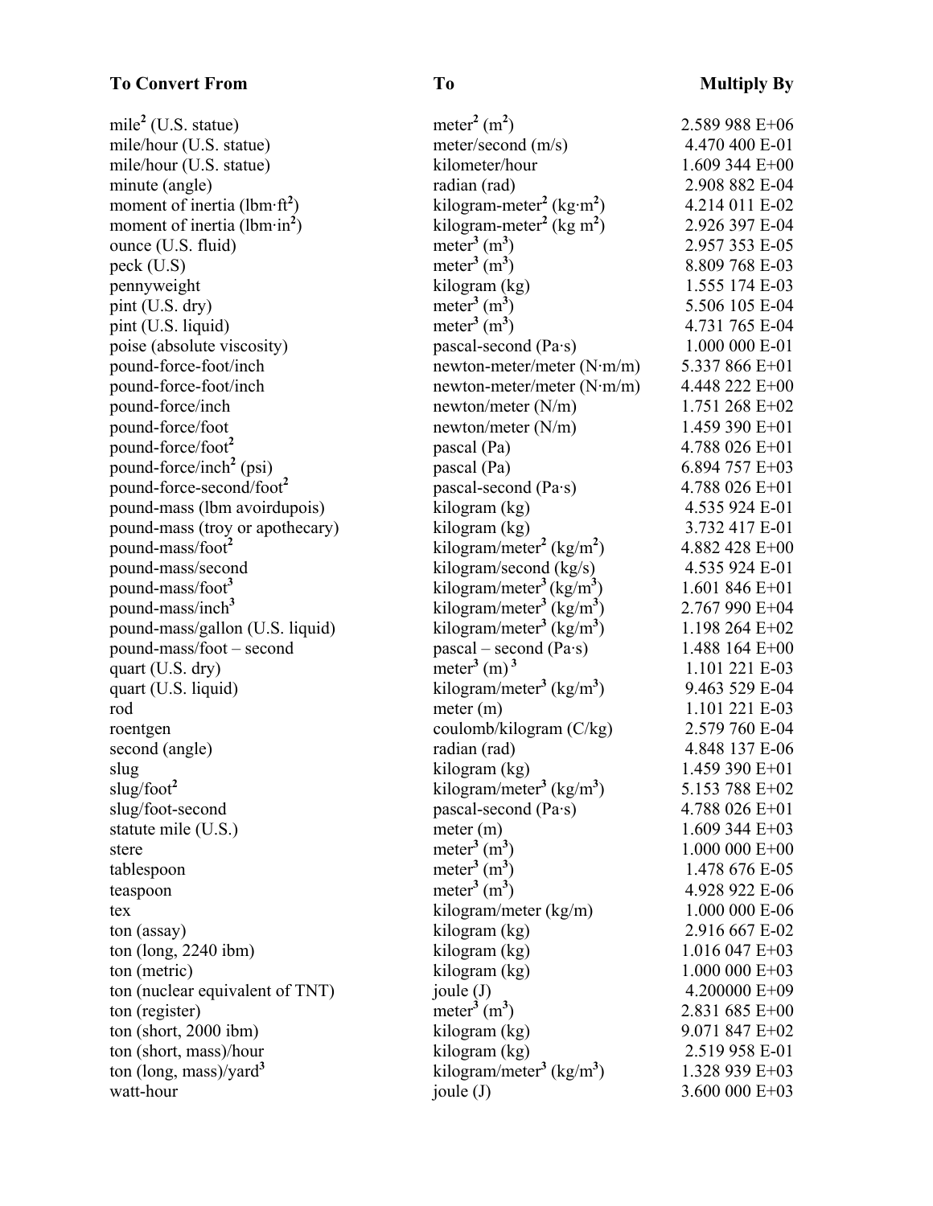| To Convert From | To | Multiply By |
| --- | --- | --- |
| mile$^2$ (U.S. statue) | meter$^2$ (m$^2$) | 2.589 988 E+06 |
| mile/hour (U.S. statue) | meter/second (m/s) | 4.470 400 E-01 |
| mile/hour (U.S. statue) | kilometer/hour | 1.609 344 E+00 |
| minute (angle) | radian (rad) | 2.908 882 E-04 |
| moment of inertia (lbm·ft$^2$) | kilogram-meter$^2$ (kg·m$^2$) | 4.214 011 E-02 |
| moment of inertia (lbm·in$^2$) | kilogram-meter$^2$ (kg m$^2$) | 2.926 397 E-04 |
| ounce (U.S. fluid) | meter$^3$ (m$^3$) | 2.957 353 E-05 |
| peck (U.S) | meter$^3$ (m$^3$) | 8.809 768 E-03 |
| pennyweight | kilogram (kg) | 1.555 174 E-03 |
| pint (U.S. dry) | meter$^3$ (m$^3$) | 5.506 105 E-04 |
| pint (U.S. liquid) | meter$^3$ (m$^3$) | 4.731 765 E-04 |
| poise (absolute viscosity) | pascal-second (Pa·s) | 1.000 000 E-01 |
| pound-force-foot/inch | newton-meter/meter (N·m/m) | 5.337 866 E+01 |
| pound-force-foot/inch | newton-meter/meter (N·m/m) | 4.448 222 E+00 |
| pound-force/inch | newton/meter (N/m) | 1.751 268 E+02 |
| pound-force/foot | newton/meter (N/m) | 1.459 390 E+01 |
| pound-force/foot$^2$ | pascal (Pa) | 4.788 026 E+01 |
| pound-force/inch$^2$ (psi) | pascal (Pa) | 6.894 757 E+03 |
| pound-force-second/foot$^2$ | pascal-second (Pa·s) | 4.788 026 E+01 |
| pound-mass (lbm avoirdupois) | kilogram (kg) | 4.535 924 E-01 |
| pound-mass (troy or apothecary) | kilogram (kg) | 3.732 417 E-01 |
| pound-mass/foot$^2$ | kilogram/meter$^2$ (kg/m$^2$) | 4.882 428 E+00 |
| pound-mass/second | kilogram/second (kg/s) | 4.535 924 E-01 |
| pound-mass/foot$^3$ | kilogram/meter$^3$ (kg/m$^3$) | 1.601 846 E+01 |
| pound-mass/inch$^3$ | kilogram/meter$^3$ (kg/m$^3$) | 2.767 990 E+04 |
| pound-mass/gallon (U.S. liquid) | kilogram/meter$^3$ (kg/m$^3$) | 1.198 264 E+02 |
| pound-mass/foot – second | pascal – second (Pa·s) | 1.488 164 E+00 |
| quart (U.S. dry) | meter$^3$ (m) $^3$ | 1.101 221 E-03 |
| quart (U.S. liquid) | kilogram/meter$^3$ (kg/m$^3$) | 9.463 529 E-04 |
| rod | meter (m) | 1.101 221 E-03 |
| roentgen | coulomb/kilogram (C/kg) | 2.579 760 E-04 |
| second (angle) | radian (rad) | 4.848 137 E-06 |
| slug | kilogram (kg) | 1.459 390 E+01 |
| slug/foot$^2$ | kilogram/meter$^3$ (kg/m$^3$) | 5.153 788 E+02 |
| slug/foot-second | pascal-second (Pa·s) | 4.788 026 E+01 |
| statute mile (U.S.) | meter (m) | 1.609 344 E+03 |
| stere | meter$^3$ (m$^3$) | 1.000 000 E+00 |
| tablespoon | meter$^3$ (m$^3$) | 1.478 676 E-05 |
| teaspoon | meter$^3$ (m$^3$) | 4.928 922 E-06 |
| tex | kilogram/meter (kg/m) | 1.000 000 E-06 |
| ton (assay) | kilogram (kg) | 2.916 667 E-02 |
| ton (long, 2240 ibm) | kilogram (kg) | 1.016 047 E+03 |
| ton (metric) | kilogram (kg) | 1.000 000 E+03 |
| ton (nuclear equivalent of TNT) | joule (J) | 4.200000 E+09 |
| ton (register) | meter$^3$ (m$^3$) | 2.831 685 E+00 |
| ton (short, 2000 ibm) | kilogram (kg) | 9.071 847 E+02 |
| ton (short, mass)/hour | kilogram (kg) | 2.519 958 E-01 |
| ton (long, mass)/yard$^3$ | kilogram/meter$^3$ (kg/m$^3$) | 1.328 939 E+03 |
| watt-hour | joule (J) | 3.600 000 E+03 |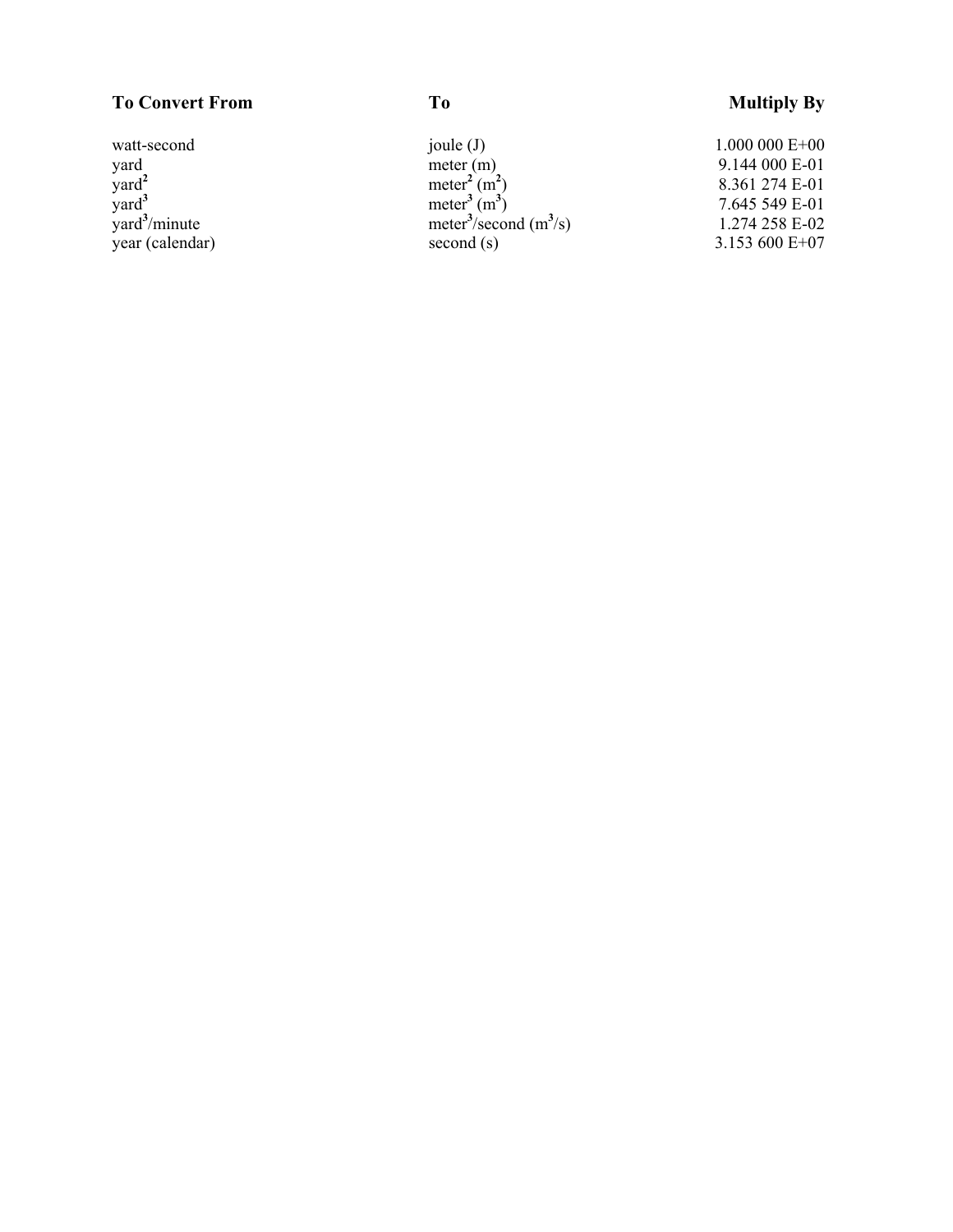| To Convert From | To | Multiply By |
|---|---|---|
| watt-second | joule (J) | 1.000 000 E+00 |
| yard | meter (m) | 9.144 000 E-01 |
| yard$^2$ | meter$^2$ (m$^2$) | 8.361 274 E-01 |
| yard$^3$ | meter$^3$ (m$^3$) | 7.645 549 E-01 |
| yard$^3$/minute | meter$^3$/second (m$^3$/s) | 1.274 258 E-02 |
| year (calendar) | second (s) | 3.153 600 E+07 |